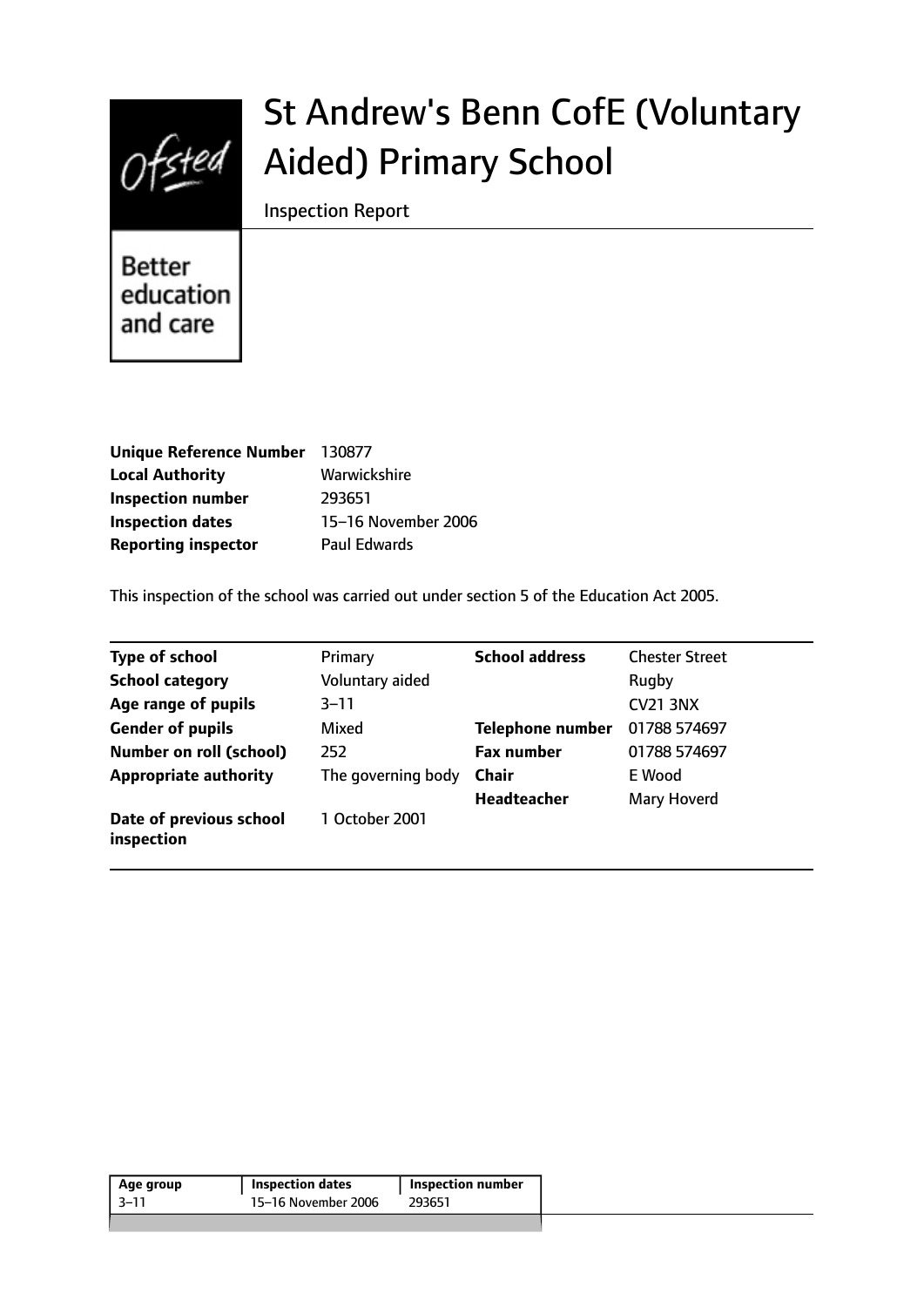# St Andrew's Benn CofE (Voluntary Aided) Primary School

Inspection Report

Better education and care

| | |
|---|---|
| **Unique Reference Number** | 130877 |
| **Local Authority** | Warwickshire |
| **Inspection number** | 293651 |
| **Inspection dates** | 15–16 November 2006 |
| **Reporting inspector** | Paul Edwards |

This inspection of the school was carried out under section 5 of the Education Act 2005.

| | | | |
|---|---|---|---|
| **Type of school** | Primary | **School address** | Chester Street |
| **School category** | Voluntary aided | | Rugby |
| **Age range of pupils** | 3–11 | | CV21 3NX |
| **Gender of pupils** | Mixed | **Telephone number** | 01788 574697 |
| **Number on roll (school)** | 252 | **Fax number** | 01788 574697 |
| **Appropriate authority** | The governing body | **Chair** | E Wood |
| | | **Headteacher** | Mary Hoverd |
| **Date of previous school inspection** | 1 October 2001 | | |

| Age group | Inspection dates | Inspection number |
|---|---|---|
| 3–11 | 15–16 November 2006 | 293651 |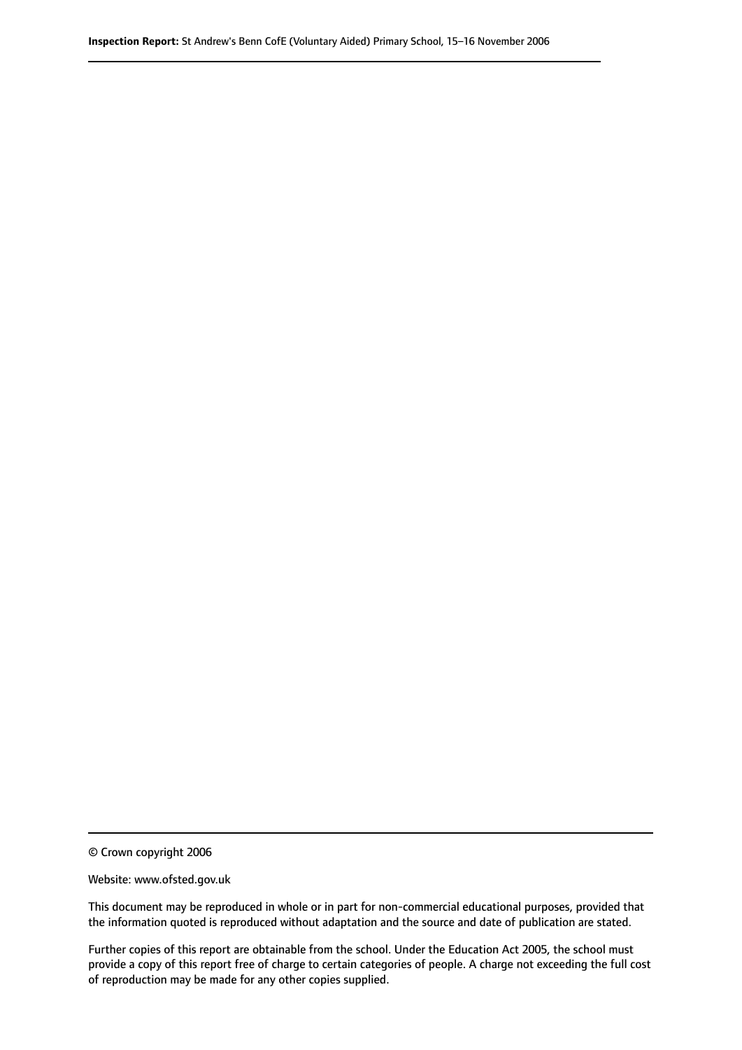© Crown copyright 2006

Website: www.ofsted.gov.uk

This document may be reproduced in whole or in part for non-commercial educational purposes, provided that the information quoted is reproduced without adaptation and the source and date of publication are stated.

Further copies of this report are obtainable from the school. Under the Education Act 2005, the school must provide a copy of this report free of charge to certain categories of people. A charge not exceeding the full cost of reproduction may be made for any other copies supplied.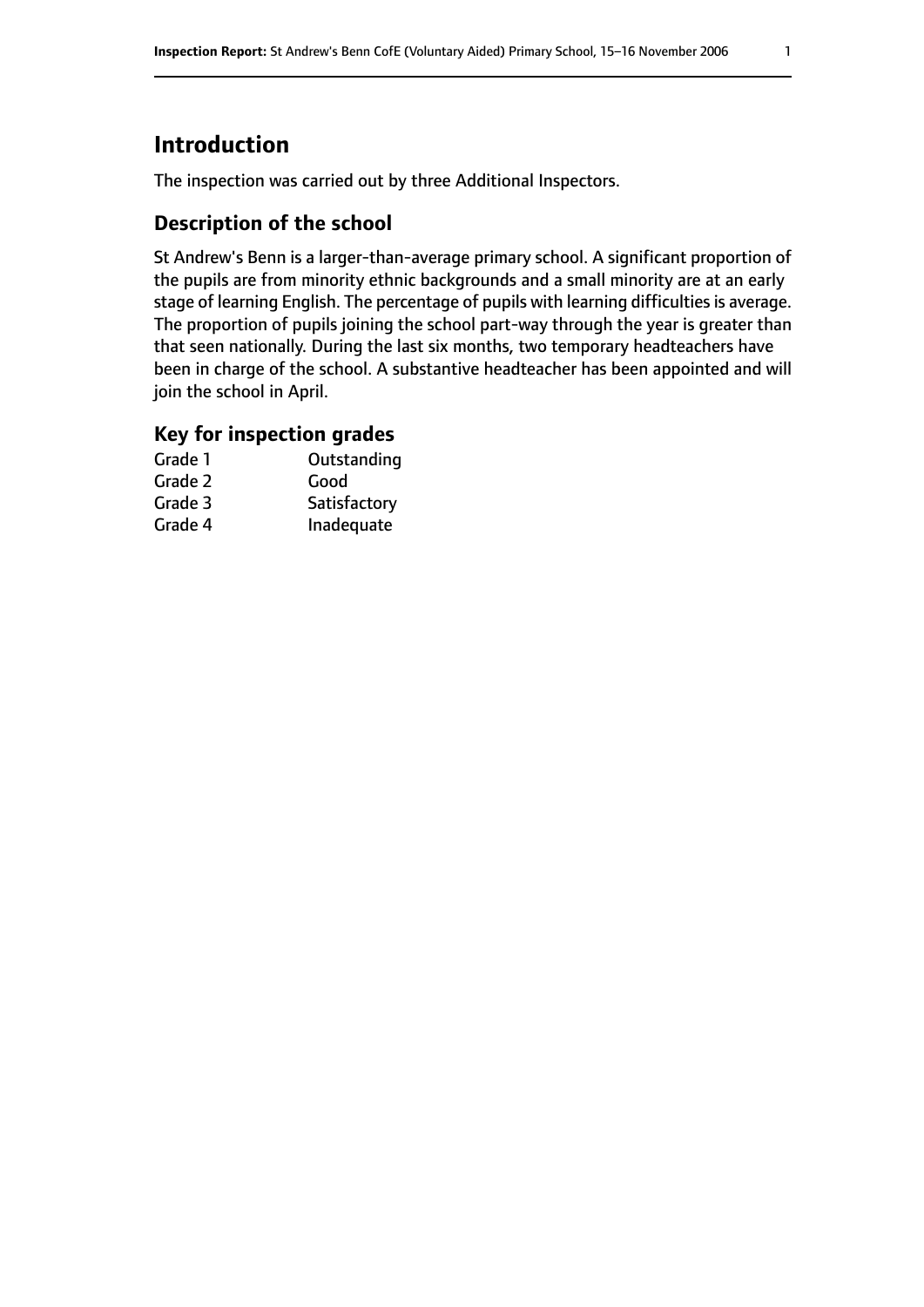## Introduction

The inspection was carried out by three Additional Inspectors.

### Description of the school

St Andrew's Benn is a larger-than-average primary school. A significant proportion of the pupils are from minority ethnic backgrounds and a small minority are at an early stage of learning English. The percentage of pupils with learning difficulties is average. The proportion of pupils joining the school part-way through the year is greater than that seen nationally. During the last six months, two temporary headteachers have been in charge of the school. A substantive headteacher has been appointed and will join the school in April.

### Key for inspection grades

| | |
|---|---|
| Grade 1 | Outstanding |
| Grade 2 | Good |
| Grade 3 | Satisfactory |
| Grade 4 | Inadequate |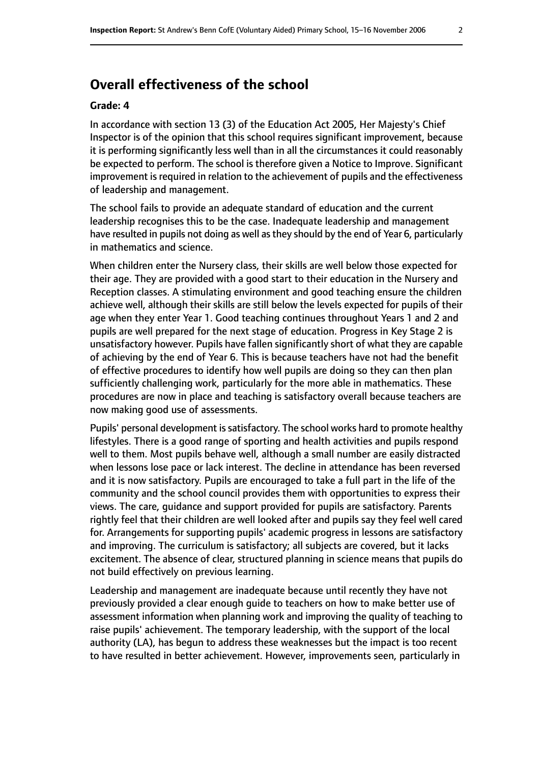## Overall effectiveness of the school

**Grade: 4**

In accordance with section 13 (3) of the Education Act 2005, Her Majesty's Chief Inspector is of the opinion that this school requires significant improvement, because it is performing significantly less well than in all the circumstances it could reasonably be expected to perform. The school is therefore given a Notice to Improve. Significant improvement is required in relation to the achievement of pupils and the effectiveness of leadership and management.

The school fails to provide an adequate standard of education and the current leadership recognises this to be the case. Inadequate leadership and management have resulted in pupils not doing as well as they should by the end of Year 6, particularly in mathematics and science.

When children enter the Nursery class, their skills are well below those expected for their age. They are provided with a good start to their education in the Nursery and Reception classes. A stimulating environment and good teaching ensure the children achieve well, although their skills are still below the levels expected for pupils of their age when they enter Year 1. Good teaching continues throughout Years 1 and 2 and pupils are well prepared for the next stage of education. Progress in Key Stage 2 is unsatisfactory however. Pupils have fallen significantly short of what they are capable of achieving by the end of Year 6. This is because teachers have not had the benefit of effective procedures to identify how well pupils are doing so they can then plan sufficiently challenging work, particularly for the more able in mathematics. These procedures are now in place and teaching is satisfactory overall because teachers are now making good use of assessments.

Pupils' personal development is satisfactory. The school works hard to promote healthy lifestyles. There is a good range of sporting and health activities and pupils respond well to them. Most pupils behave well, although a small number are easily distracted when lessons lose pace or lack interest. The decline in attendance has been reversed and it is now satisfactory. Pupils are encouraged to take a full part in the life of the community and the school council provides them with opportunities to express their views. The care, guidance and support provided for pupils are satisfactory. Parents rightly feel that their children are well looked after and pupils say they feel well cared for. Arrangements for supporting pupils' academic progress in lessons are satisfactory and improving. The curriculum is satisfactory; all subjects are covered, but it lacks excitement. The absence of clear, structured planning in science means that pupils do not build effectively on previous learning.

Leadership and management are inadequate because until recently they have not previously provided a clear enough guide to teachers on how to make better use of assessment information when planning work and improving the quality of teaching to raise pupils' achievement. The temporary leadership, with the support of the local authority (LA), has begun to address these weaknesses but the impact is too recent to have resulted in better achievement. However, improvements seen, particularly in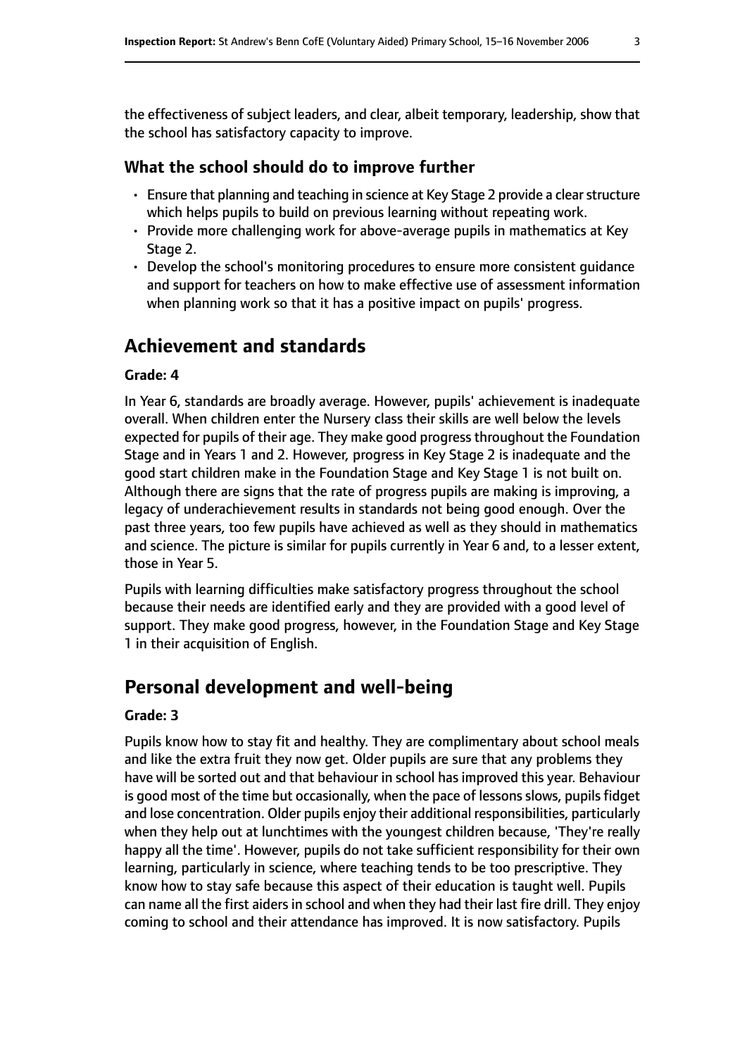the effectiveness of subject leaders, and clear, albeit temporary, leadership, show that the school has satisfactory capacity to improve.

### What the school should do to improve further

- Ensure that planning and teaching in science at Key Stage 2 provide a clear structure which helps pupils to build on previous learning without repeating work.
- Provide more challenging work for above-average pupils in mathematics at Key Stage 2.
- Develop the school's monitoring procedures to ensure more consistent guidance and support for teachers on how to make effective use of assessment information when planning work so that it has a positive impact on pupils' progress.

## Achievement and standards

**Grade: 4**

In Year 6, standards are broadly average. However, pupils' achievement is inadequate overall. When children enter the Nursery class their skills are well below the levels expected for pupils of their age. They make good progress throughout the Foundation Stage and in Years 1 and 2. However, progress in Key Stage 2 is inadequate and the good start children make in the Foundation Stage and Key Stage 1 is not built on. Although there are signs that the rate of progress pupils are making is improving, a legacy of underachievement results in standards not being good enough. Over the past three years, too few pupils have achieved as well as they should in mathematics and science. The picture is similar for pupils currently in Year 6 and, to a lesser extent, those in Year 5.

Pupils with learning difficulties make satisfactory progress throughout the school because their needs are identified early and they are provided with a good level of support. They make good progress, however, in the Foundation Stage and Key Stage 1 in their acquisition of English.

## Personal development and well-being

**Grade: 3**

Pupils know how to stay fit and healthy. They are complimentary about school meals and like the extra fruit they now get. Older pupils are sure that any problems they have will be sorted out and that behaviour in school has improved this year. Behaviour is good most of the time but occasionally, when the pace of lessons slows, pupils fidget and lose concentration. Older pupils enjoy their additional responsibilities, particularly when they help out at lunchtimes with the youngest children because, 'They're really happy all the time'. However, pupils do not take sufficient responsibility for their own learning, particularly in science, where teaching tends to be too prescriptive. They know how to stay safe because this aspect of their education is taught well. Pupils can name all the first aiders in school and when they had their last fire drill. They enjoy coming to school and their attendance has improved. It is now satisfactory. Pupils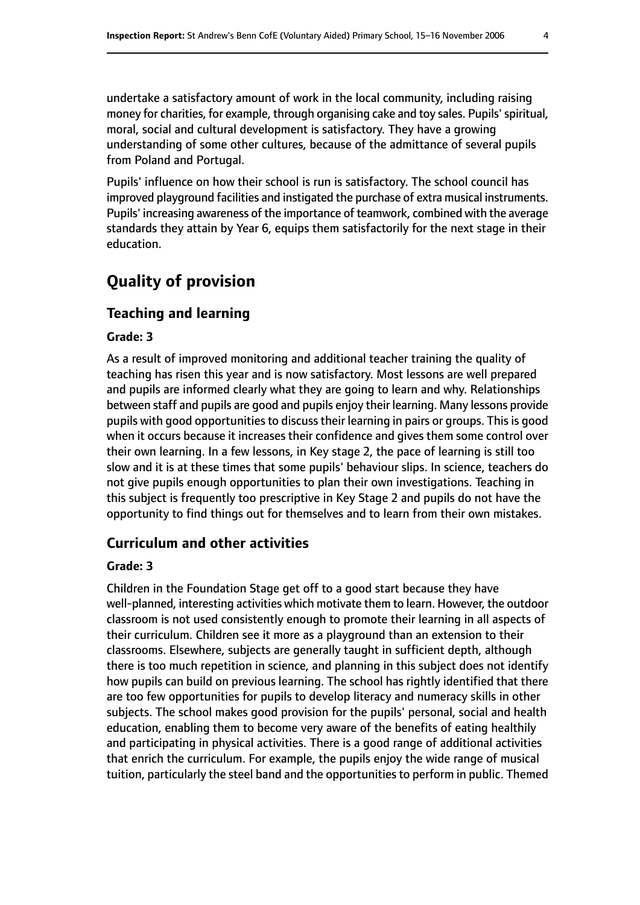undertake a satisfactory amount of work in the local community, including raising money for charities, for example, through organising cake and toy sales. Pupils' spiritual, moral, social and cultural development is satisfactory. They have a growing understanding of some other cultures, because of the admittance of several pupils from Poland and Portugal.

Pupils' influence on how their school is run is satisfactory. The school council has improved playground facilities and instigated the purchase of extra musical instruments. Pupils' increasing awareness of the importance of teamwork, combined with the average standards they attain by Year 6, equips them satisfactorily for the next stage in their education.

# Quality of provision

## Teaching and learning

### Grade: 3

As a result of improved monitoring and additional teacher training the quality of teaching has risen this year and is now satisfactory. Most lessons are well prepared and pupils are informed clearly what they are going to learn and why. Relationships between staff and pupils are good and pupils enjoy their learning. Many lessons provide pupils with good opportunities to discuss their learning in pairs or groups. This is good when it occurs because it increases their confidence and gives them some control over their own learning. In a few lessons, in Key stage 2, the pace of learning is still too slow and it is at these times that some pupils' behaviour slips. In science, teachers do not give pupils enough opportunities to plan their own investigations. Teaching in this subject is frequently too prescriptive in Key Stage 2 and pupils do not have the opportunity to find things out for themselves and to learn from their own mistakes.

## Curriculum and other activities

### Grade: 3

Children in the Foundation Stage get off to a good start because they have well-planned, interesting activities which motivate them to learn. However, the outdoor classroom is not used consistently enough to promote their learning in all aspects of their curriculum. Children see it more as a playground than an extension to their classrooms. Elsewhere, subjects are generally taught in sufficient depth, although there is too much repetition in science, and planning in this subject does not identify how pupils can build on previous learning. The school has rightly identified that there are too few opportunities for pupils to develop literacy and numeracy skills in other subjects. The school makes good provision for the pupils' personal, social and health education, enabling them to become very aware of the benefits of eating healthily and participating in physical activities. There is a good range of additional activities that enrich the curriculum. For example, the pupils enjoy the wide range of musical tuition, particularly the steel band and the opportunities to perform in public. Themed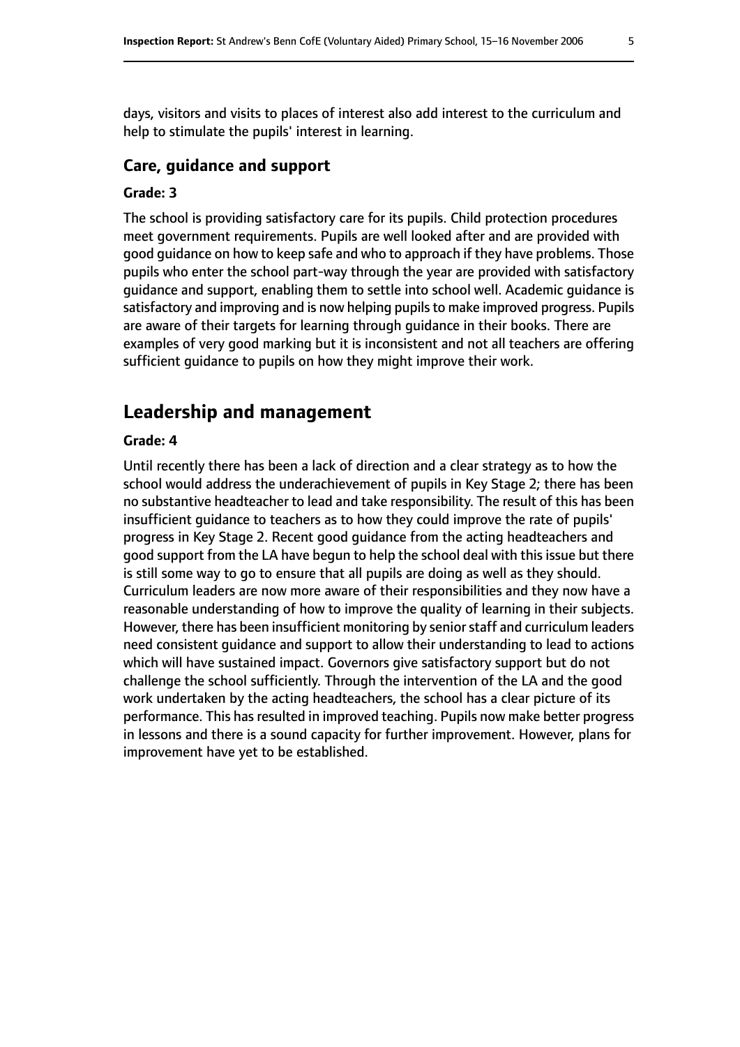days, visitors and visits to places of interest also add interest to the curriculum and help to stimulate the pupils' interest in learning.

### Care, guidance and support

#### Grade: 3

The school is providing satisfactory care for its pupils. Child protection procedures meet government requirements. Pupils are well looked after and are provided with good guidance on how to keep safe and who to approach if they have problems. Those pupils who enter the school part-way through the year are provided with satisfactory guidance and support, enabling them to settle into school well. Academic guidance is satisfactory and improving and is now helping pupils to make improved progress. Pupils are aware of their targets for learning through guidance in their books. There are examples of very good marking but it is inconsistent and not all teachers are offering sufficient guidance to pupils on how they might improve their work.

## Leadership and management

#### Grade: 4

Until recently there has been a lack of direction and a clear strategy as to how the school would address the underachievement of pupils in Key Stage 2; there has been no substantive headteacher to lead and take responsibility. The result of this has been insufficient guidance to teachers as to how they could improve the rate of pupils' progress in Key Stage 2. Recent good guidance from the acting headteachers and good support from the LA have begun to help the school deal with this issue but there is still some way to go to ensure that all pupils are doing as well as they should. Curriculum leaders are now more aware of their responsibilities and they now have a reasonable understanding of how to improve the quality of learning in their subjects. However, there has been insufficient monitoring by senior staff and curriculum leaders need consistent guidance and support to allow their understanding to lead to actions which will have sustained impact. Governors give satisfactory support but do not challenge the school sufficiently. Through the intervention of the LA and the good work undertaken by the acting headteachers, the school has a clear picture of its performance. This has resulted in improved teaching. Pupils now make better progress in lessons and there is a sound capacity for further improvement. However, plans for improvement have yet to be established.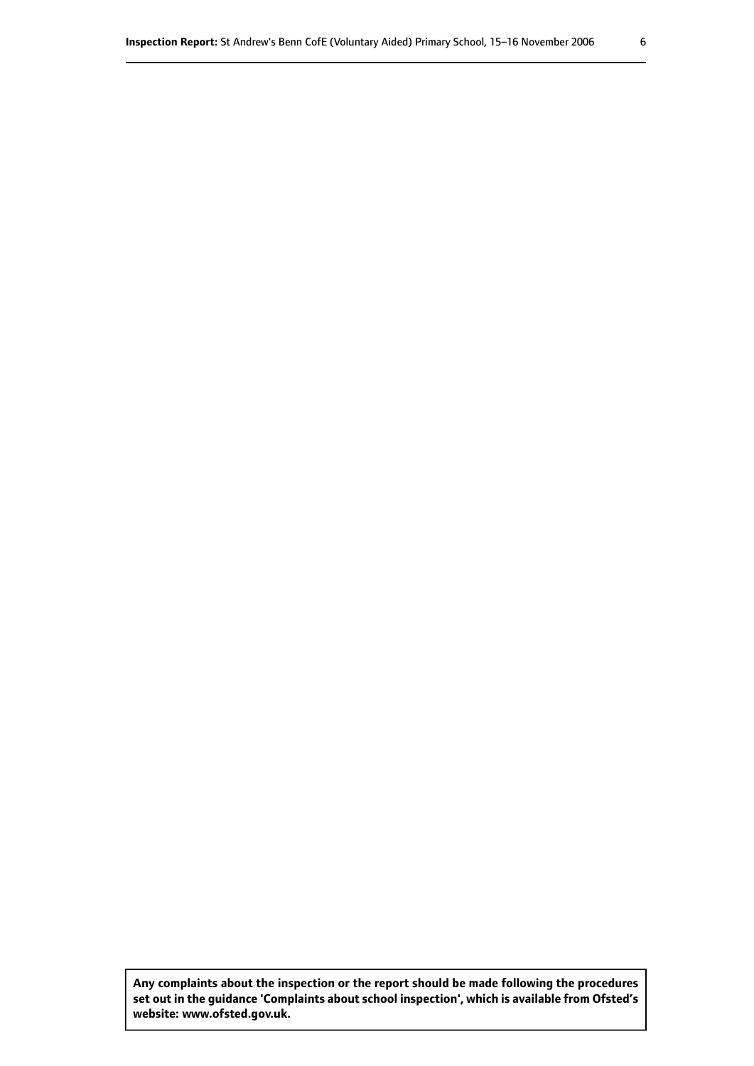**Any complaints about the inspection or the report should be made following the procedures set out in the guidance 'Complaints about school inspection', which is available from Ofsted's website: www.ofsted.gov.uk.**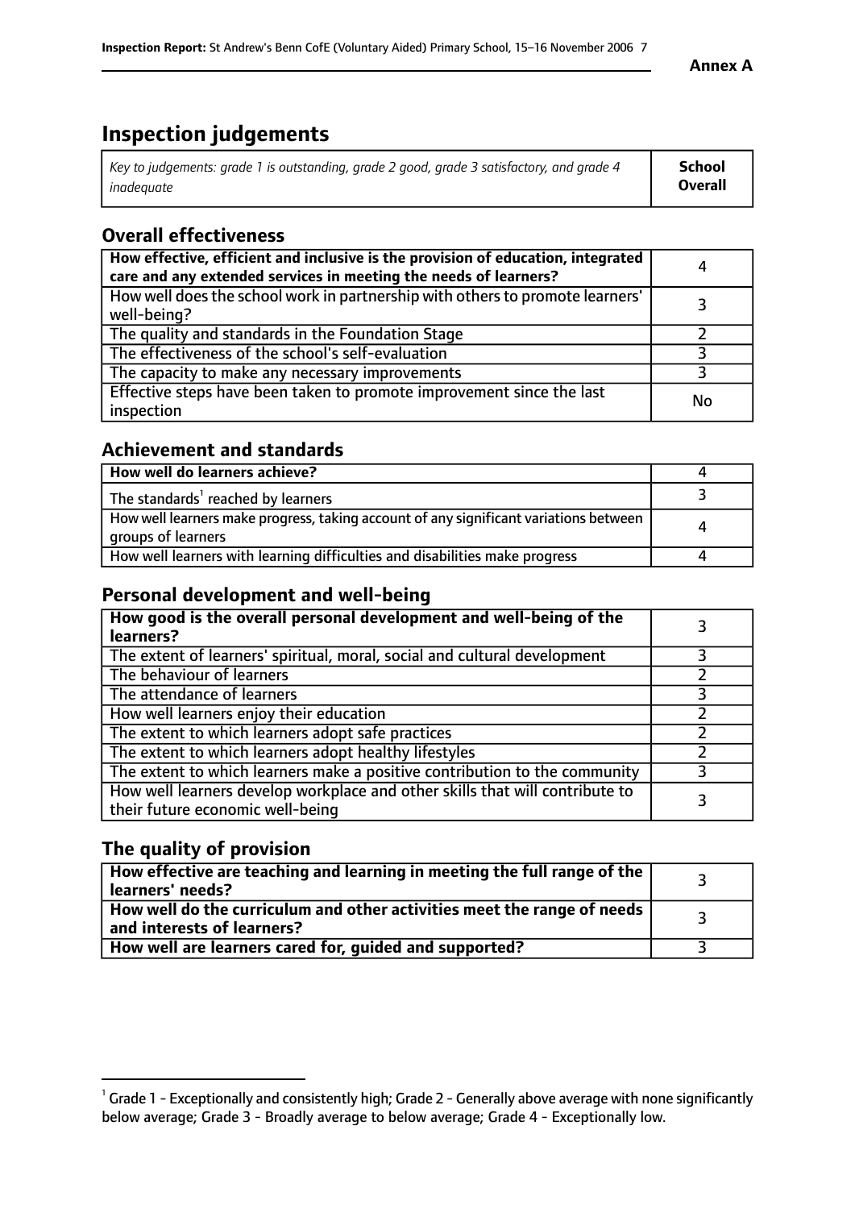**Annex A**

# Inspection judgements

| *Key to judgements: grade 1 is outstanding, grade 2 good, grade 3 satisfactory, and grade 4 inadequate* | **School Overall** |
|---|---|

## Overall effectiveness

| | |
|---|---|
| **How effective, efficient and inclusive is the provision of education, integrated care and any extended services in meeting the needs of learners?** | 4 |
| How well does the school work in partnership with others to promote learners' well-being? | 3 |
| The quality and standards in the Foundation Stage | 2 |
| The effectiveness of the school's self-evaluation | 3 |
| The capacity to make any necessary improvements | 3 |
| Effective steps have been taken to promote improvement since the last inspection | No |

## Achievement and standards

| | |
|---|---|
| **How well do learners achieve?** | 4 |
| The standards[1] reached by learners | 3 |
| How well learners make progress, taking account of any significant variations between groups of learners | 4 |
| How well learners with learning difficulties and disabilities make progress | 4 |

## Personal development and well-being

| | |
|---|---|
| **How good is the overall personal development and well-being of the learners?** | 3 |
| The extent of learners' spiritual, moral, social and cultural development | 3 |
| The behaviour of learners | 2 |
| The attendance of learners | 3 |
| How well learners enjoy their education | 2 |
| The extent to which learners adopt safe practices | 2 |
| The extent to which learners adopt healthy lifestyles | 2 |
| The extent to which learners make a positive contribution to the community | 3 |
| How well learners develop workplace and other skills that will contribute to their future economic well-being | 3 |

## The quality of provision

| | |
|---|---|
| **How effective are teaching and learning in meeting the full range of the learners' needs?** | 3 |
| **How well do the curriculum and other activities meet the range of needs and interests of learners?** | 3 |
| **How well are learners cared for, guided and supported?** | 3 |

[1] Grade 1 - Exceptionally and consistently high; Grade 2 - Generally above average with none significantly below average; Grade 3 - Broadly average to below average; Grade 4 - Exceptionally low.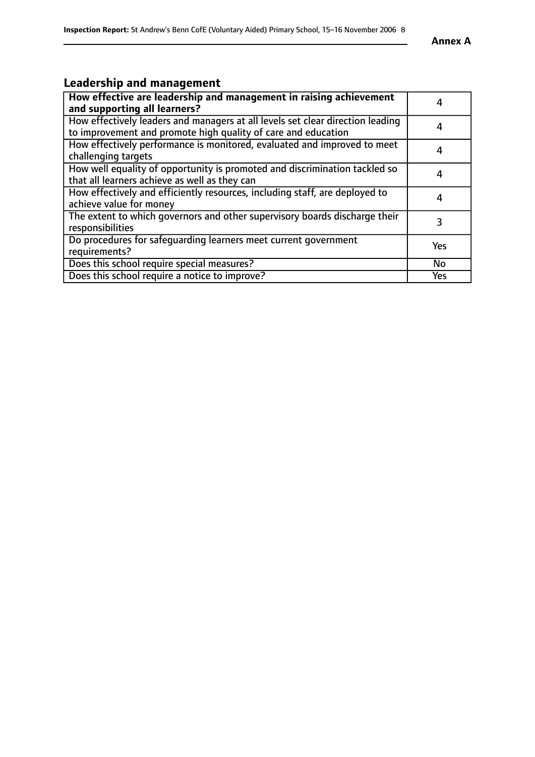## Leadership and management

| How effective are leadership and management in raising achievement and supporting all learners? | 4 |
|---|---|
| How effectively leaders and managers at all levels set clear direction leading to improvement and promote high quality of care and education | 4 |
| How effectively performance is monitored, evaluated and improved to meet challenging targets | 4 |
| How well equality of opportunity is promoted and discrimination tackled so that all learners achieve as well as they can | 4 |
| How effectively and efficiently resources, including staff, are deployed to achieve value for money | 4 |
| The extent to which governors and other supervisory boards discharge their responsibilities | 3 |
| Do procedures for safeguarding learners meet current government requirements? | Yes |
| Does this school require special measures? | No |
| Does this school require a notice to improve? | Yes |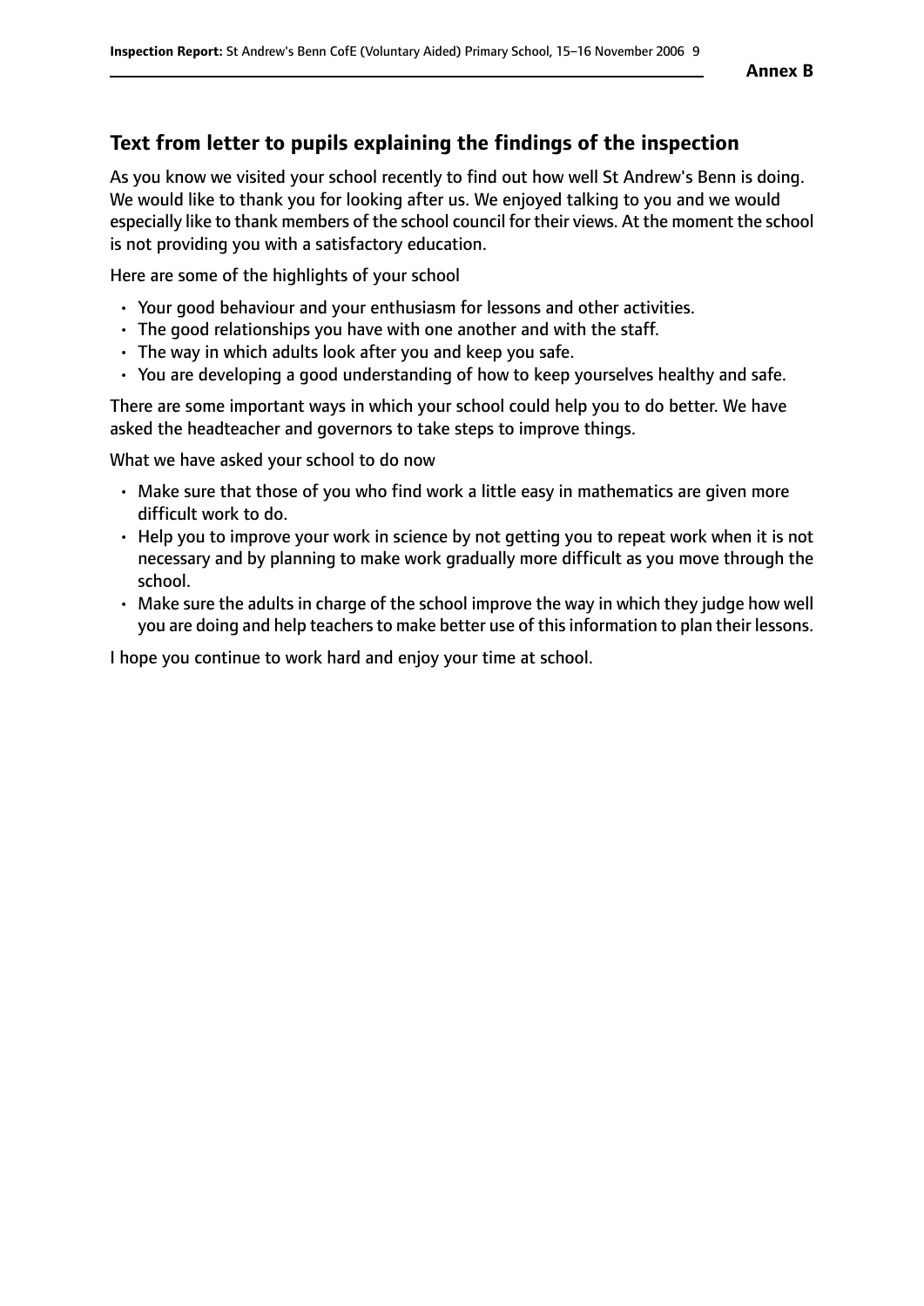## Text from letter to pupils explaining the findings of the inspection

As you know we visited your school recently to find out how well St Andrew's Benn is doing. We would like to thank you for looking after us. We enjoyed talking to you and we would especially like to thank members of the school council for their views. At the moment the school is not providing you with a satisfactory education.

Here are some of the highlights of your school

- Your good behaviour and your enthusiasm for lessons and other activities.
- The good relationships you have with one another and with the staff.
- The way in which adults look after you and keep you safe.
- You are developing a good understanding of how to keep yourselves healthy and safe.

There are some important ways in which your school could help you to do better. We have asked the headteacher and governors to take steps to improve things.

What we have asked your school to do now

- Make sure that those of you who find work a little easy in mathematics are given more difficult work to do.
- Help you to improve your work in science by not getting you to repeat work when it is not necessary and by planning to make work gradually more difficult as you move through the school.
- Make sure the adults in charge of the school improve the way in which they judge how well you are doing and help teachers to make better use of this information to plan their lessons.

I hope you continue to work hard and enjoy your time at school.